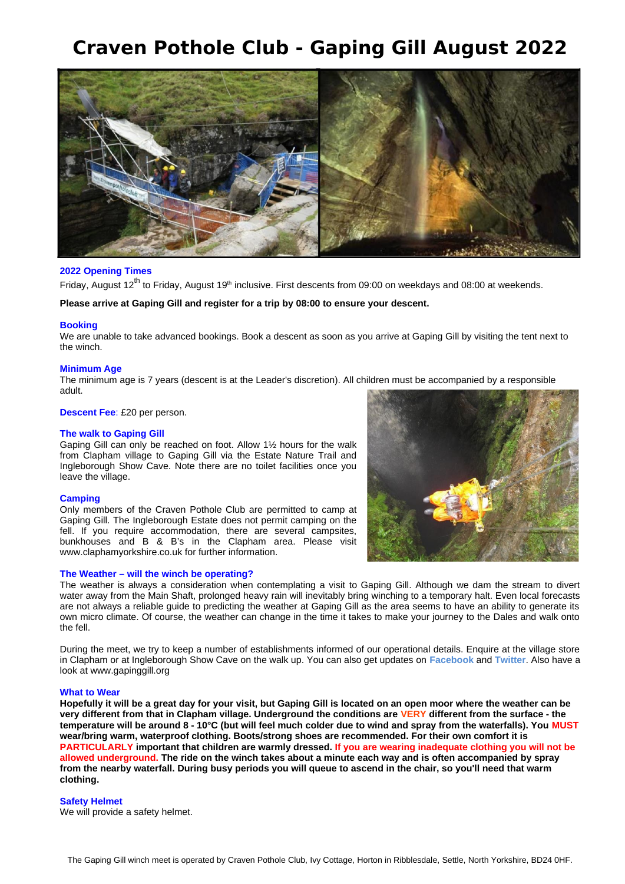# Craven Pothole Club - Gaping Gill August 2022

## 2022 Opening Times

Friday, August 12th to Friday, August 19th inclusive. First descents from 09:00 on weekdays and 08:00 at weekends.

**Please arrive at Gaping Gill and register for a trip by 08:00 to ensure your descent.**

## Booking

We are unable to take advanced bookings. Book a descent as soon as you arrive at Gaping Gill by visiting the tent next to the winch.

## Minimum Age

The minimum age is 7 years (descent is at the Leader's discretion). All children must be accompanied by a responsible adult.

**Descent Fee**: £20 per person.

## The walk to Gaping Gill

Gaping Gill can only be reached on foot. Allow 1½ hours for the walk from Clapham village to Gaping Gill via the Estate Nature Trail and Ingleborough Show Cave. Note there are no toilet facilities once you leave the village.

## Camping

Only members of the Craven Pothole Club are permitted to camp at Gaping Gill. The Ingleborough Estate does not permit camping on the fell. If you require accommodation, there are several campsites, bunkhouses and B & B's in the Clapham area. Please visit www.claphamyorkshire.co.uk for further information.

## The Weather – will the winch be operating?

The weather is always a consideration when contemplating a visit to Gaping Gill. Although we dam the stream to divert water away from the Main Shaft, prolonged heavy rain will inevitably bring winching to a temporary halt. Even local forecasts are not always a reliable guide to predicting the weather at Gaping Gill as the area seems to have an ability to generate its own micro climate. Of course, the weather can change in the time it takes to make your journey to the Dales and walk onto the fell.

During the meet, we try to keep a number of establishments informed of our operational details. Enquire at the village store in Clapham or at Ingleborough Show Cave on the walk up. You can also get updates on Facebook and Twitter. Also have a look at www.gapinggill.org

## What to Wear

**Hopefully it will be a great day for your visit, but Gaping Gill is located on an open moor where the weather can be very different from that in Clapham village. Underground the conditions are VERY different from the surface - the temperature will be around 8 - 10°C (but will feel much colder due to wind and spray from the waterfalls). You MUST wear/bring warm, waterproof clothing. Boots/strong shoes are recommended. For their own comfort it is PARTICULARLY important that children are warmly dressed. If you are wearing inadequate clothing you will not be allowed underground. The ride on the winch takes about a minute each way and is often accompanied by spray from the nearby waterfall. During busy periods you will queue to ascend in the chair, so you'll need that warm clothing.**

## Safety Helmet

We will provide a safety helmet.

The Gaping Gill winch meet is operated by Craven Pothole Club, Ivy Cottage, Horton in Ribblesdale, Settle, North Yorkshire, BD24 0HF.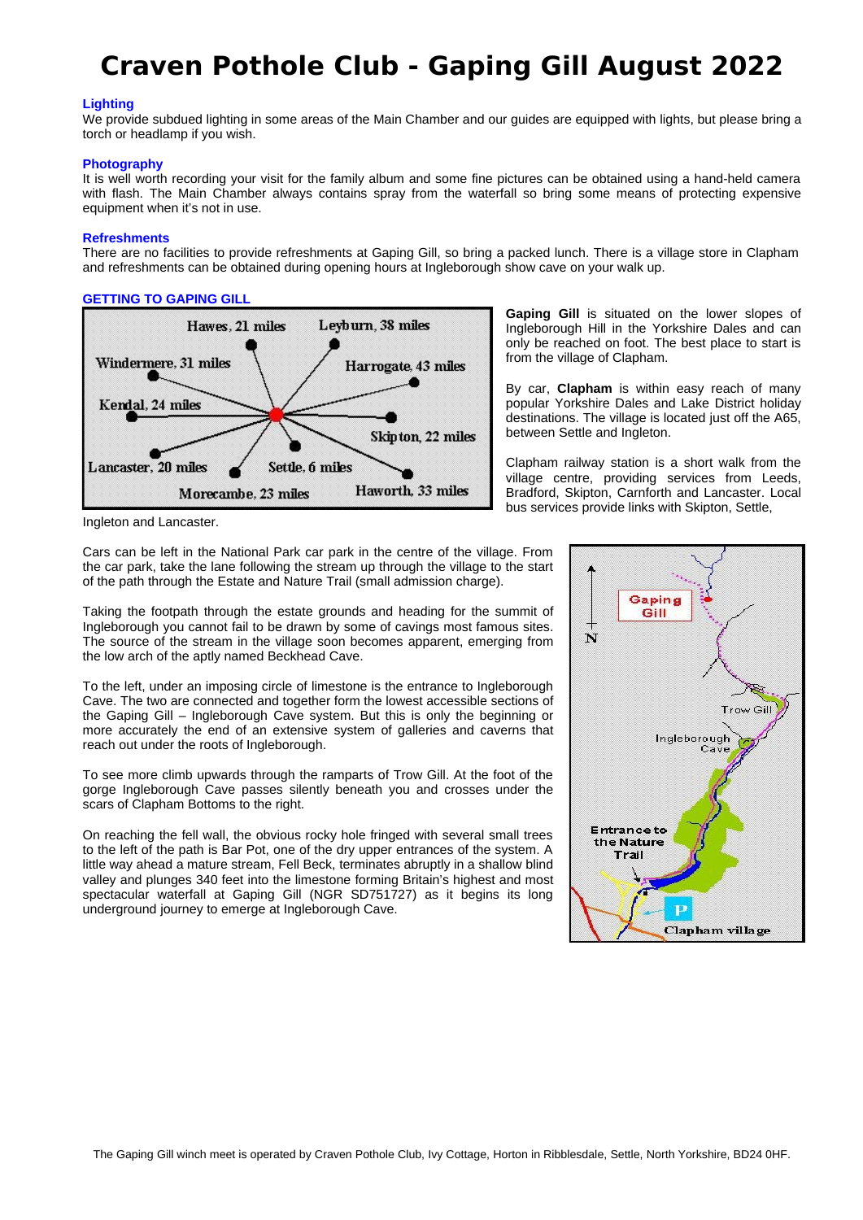# Craven Pothole Club - Gaping Gill August 2022

### Lighting

We provide subdued lighting in some areas of the Main Chamber and our guides are equipped with lights, but please bring a torch or headlamp if you wish.

### Photography

It is well worth recording your visit for the family album and some fine pictures can be obtained using a hand-held camera with flash. The Main Chamber always contains spray from the waterfall so bring some means of protecting expensive equipment when it's not in use.

### Refreshments

There are no facilities to provide refreshments at Gaping Gill, so bring a packed lunch. There is a village store in Clapham and refreshments can be obtained during opening hours at Ingleborough show cave on your walk up.

### GETTING TO GAPING GILL

Hawes, 21 miles
Leyburn, 38 miles
Windermere, 31 miles
Harrogate, 43 miles
Kendal, 24 miles
Skipton, 22 miles
Lancaster, 20 miles
Settle, 6 miles
Morecambe, 23 miles
Haworth, 33 miles

**Gaping Gill** is situated on the lower slopes of Ingleborough Hill in the Yorkshire Dales and can only be reached on foot. The best place to start is from the village of Clapham.

By car, **Clapham** is within easy reach of many popular Yorkshire Dales and Lake District holiday destinations. The village is located just off the A65, between Settle and Ingleton.

Clapham railway station is a short walk from the village centre, providing services from Leeds, Bradford, Skipton, Carnforth and Lancaster. Local bus services provide links with Skipton, Settle, Ingleton and Lancaster.

Cars can be left in the National Park car park in the centre of the village. From the car park, take the lane following the stream up through the village to the start of the path through the Estate and Nature Trail (small admission charge).

Taking the footpath through the estate grounds and heading for the summit of Ingleborough you cannot fail to be drawn by some of cavings most famous sites. The source of the stream in the village soon becomes apparent, emerging from the low arch of the aptly named Beckhead Cave.

To the left, under an imposing circle of limestone is the entrance to Ingleborough Cave. The two are connected and together form the lowest accessible sections of the Gaping Gill – Ingleborough Cave system. But this is only the beginning or more accurately the end of an extensive system of galleries and caverns that reach out under the roots of Ingleborough.

To see more climb upwards through the ramparts of Trow Gill. At the foot of the gorge Ingleborough Cave passes silently beneath you and crosses under the scars of Clapham Bottoms to the right.

On reaching the fell wall, the obvious rocky hole fringed with several small trees to the left of the path is Bar Pot, one of the dry upper entrances of the system. A little way ahead a mature stream, Fell Beck, terminates abruptly in a shallow blind valley and plunges 340 feet into the limestone forming Britain's highest and most spectacular waterfall at Gaping Gill (NGR SD751727) as it begins its long underground journey to emerge at Ingleborough Cave.

Gaping Gill
N
Trow Gill
Ingleborough Cave
Entrance to the Nature Trail
P
Clapham village

The Gaping Gill winch meet is operated by Craven Pothole Club, Ivy Cottage, Horton in Ribblesdale, Settle, North Yorkshire, BD24 0HF.